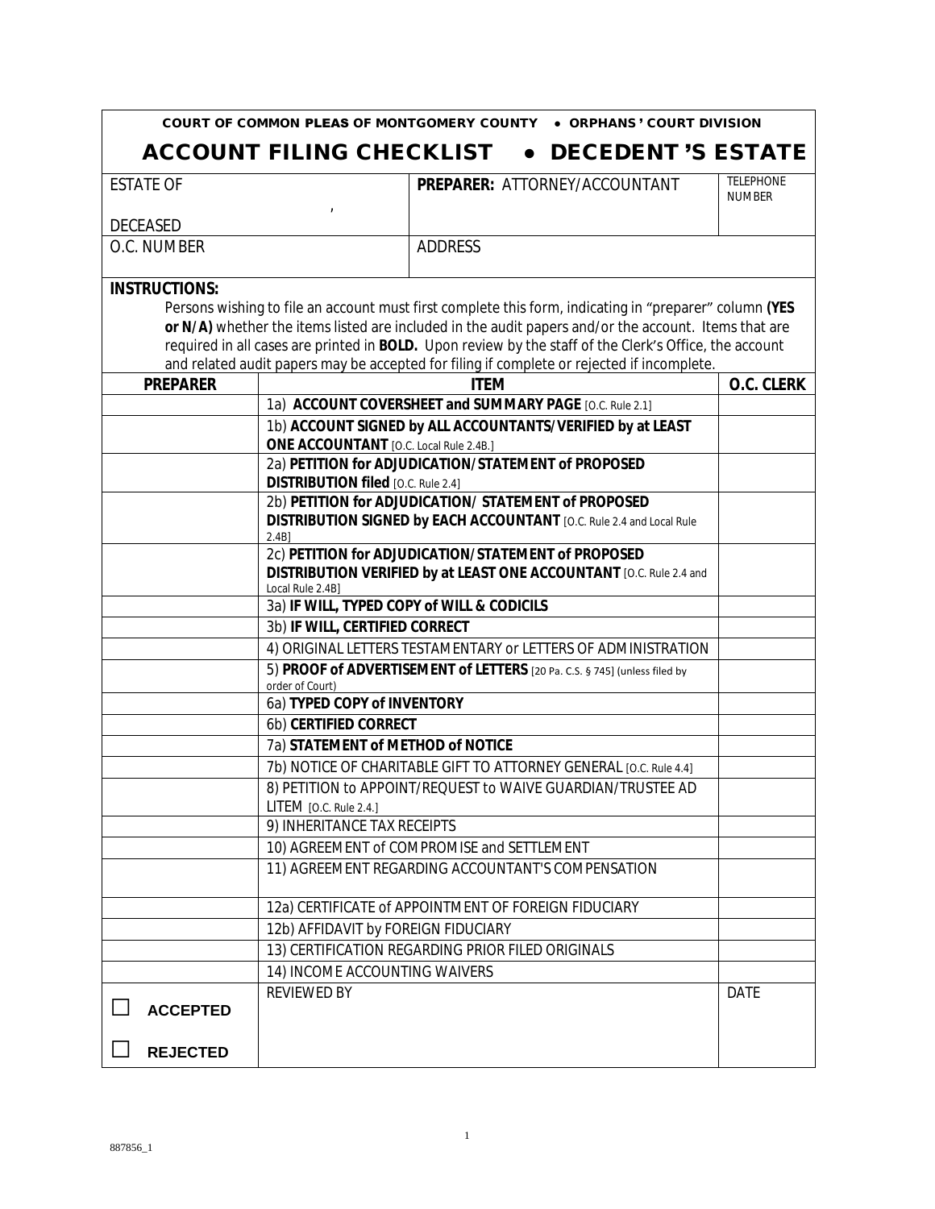**COURT OF COMMON PLEAS OF MONTGOMERY COUNTY • ORPHANS' COURT DIVISION**

# ACCOUNT FILING CHECKLIST • DECEDENT'S ESTATE

| ESTATE OF , DECEASED | **PREPARER:** ATTORNEY/ACCOUNTANT | TELEPHONE NUMBER |
|---|---|---|
| O.C. NUMBER | ADDRESS | |

**INSTRUCTIONS:**

Persons wishing to file an account must first complete this form, indicating in "preparer" column **(YES or N/A)** whether the items listed are included in the audit papers and/or the account. Items that are required in all cases are printed in **BOLD.** Upon review by the staff of the Clerk's Office, the account and related audit papers may be accepted for filing if complete or rejected if incomplete.

| PREPARER | ITEM | O.C. CLERK |
|---|---|---|
| | 1a) **ACCOUNT COVERSHEET and SUMMARY PAGE** [O.C. Rule 2.1] | |
| | 1b) **ACCOUNT SIGNED by ALL ACCOUNTANTS/VERIFIED by at LEAST ONE ACCOUNTANT** [O.C. Local Rule 2.4B.] | |
| | 2a) **PETITION for ADJUDICATION/STATEMENT of PROPOSED DISTRIBUTION filed** [O.C. Rule 2.4] | |
| | 2b) **PETITION for ADJUDICATION/ STATEMENT of PROPOSED DISTRIBUTION SIGNED by EACH ACCOUNTANT** [O.C. Rule 2.4 and Local Rule 2.4B] | |
| | 2c) **PETITION for ADJUDICATION/STATEMENT of PROPOSED DISTRIBUTION VERIFIED by at LEAST ONE ACCOUNTANT** [O.C. Rule 2.4 and Local Rule 2.4B] | |
| | 3a) **IF WILL, TYPED COPY of WILL & CODICILS** | |
| | 3b) **IF WILL, CERTIFIED CORRECT** | |
| | 4) ORIGINAL LETTERS TESTAMENTARY or LETTERS OF ADMINISTRATION | |
| | 5) **PROOF of ADVERTISEMENT of LETTERS** [20 Pa. C.S. § 745] (unless filed by order of Court) | |
| | 6a) **TYPED COPY of INVENTORY** | |
| | 6b) **CERTIFIED CORRECT** | |
| | 7a) **STATEMENT of METHOD of NOTICE** | |
| | 7b) NOTICE OF CHARITABLE GIFT TO ATTORNEY GENERAL [O.C. Rule 4.4] | |
| | 8) PETITION to APPOINT/REQUEST to WAIVE GUARDIAN/TRUSTEE AD LITEM [O.C. Rule 2.4.] | |
| | 9) INHERITANCE TAX RECEIPTS | |
| | 10) AGREEMENT of COMPROMISE and SETTLEMENT | |
| | 11) AGREEMENT REGARDING ACCOUNTANT'S COMPENSATION | |
| | 12a) CERTIFICATE of APPOINTMENT OF FOREIGN FIDUCIARY | |
| | 12b) AFFIDAVIT by FOREIGN FIDUCIARY | |
| | 13) CERTIFICATION REGARDING PRIOR FILED ORIGINALS | |
| | 14) INCOME ACCOUNTING WAIVERS | |
| ☐ **ACCEPTED** ☐ **REJECTED** | REVIEWED BY | DATE |

887856_1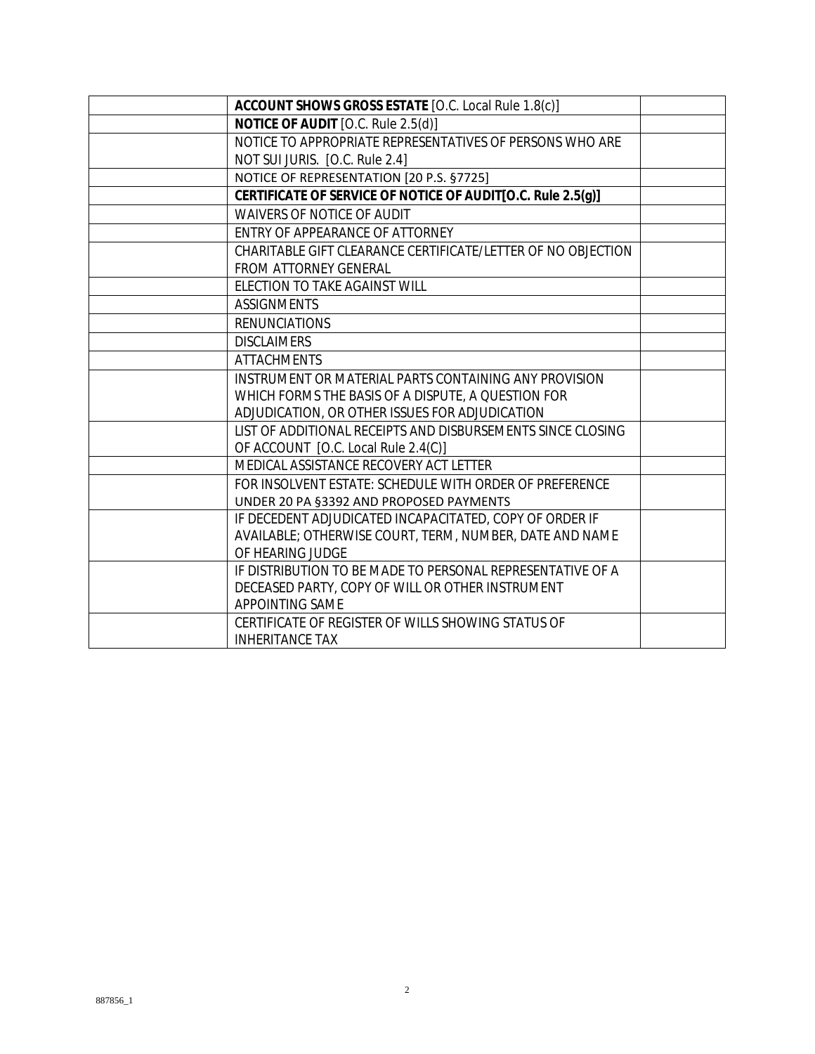| | | |
|---|---|---|
| | **ACCOUNT SHOWS GROSS ESTATE** [O.C. Local Rule 1.8(c)] | |
| | **NOTICE OF AUDIT** [O.C. Rule 2.5(d)] | |
| | NOTICE TO APPROPRIATE REPRESENTATIVES OF PERSONS WHO ARE NOT SUI JURIS. [O.C. Rule 2.4] | |
| | NOTICE OF REPRESENTATION [20 P.S. §7725] | |
| | **CERTIFICATE OF SERVICE OF NOTICE OF AUDIT[O.C. Rule 2.5(g)]** | |
| | WAIVERS OF NOTICE OF AUDIT | |
| | ENTRY OF APPEARANCE OF ATTORNEY | |
| | CHARITABLE GIFT CLEARANCE CERTIFICATE/LETTER OF NO OBJECTION FROM ATTORNEY GENERAL | |
| | ELECTION TO TAKE AGAINST WILL | |
| | ASSIGNMENTS | |
| | RENUNCIATIONS | |
| | DISCLAIMERS | |
| | ATTACHMENTS | |
| | INSTRUMENT OR MATERIAL PARTS CONTAINING ANY PROVISION WHICH FORMS THE BASIS OF A DISPUTE, A QUESTION FOR ADJUDICATION, OR OTHER ISSUES FOR ADJUDICATION | |
| | LIST OF ADDITIONAL RECEIPTS AND DISBURSEMENTS SINCE CLOSING OF ACCOUNT [O.C. Local Rule 2.4(C)] | |
| | MEDICAL ASSISTANCE RECOVERY ACT LETTER | |
| | FOR INSOLVENT ESTATE: SCHEDULE WITH ORDER OF PREFERENCE UNDER 20 PA §3392 AND PROPOSED PAYMENTS | |
| | IF DECEDENT ADJUDICATED INCAPACITATED, COPY OF ORDER IF AVAILABLE; OTHERWISE COURT, TERM, NUMBER, DATE AND NAME OF HEARING JUDGE | |
| | IF DISTRIBUTION TO BE MADE TO PERSONAL REPRESENTATIVE OF A DECEASED PARTY, COPY OF WILL OR OTHER INSTRUMENT APPOINTING SAME | |
| | CERTIFICATE OF REGISTER OF WILLS SHOWING STATUS OF INHERITANCE TAX | |

887856_1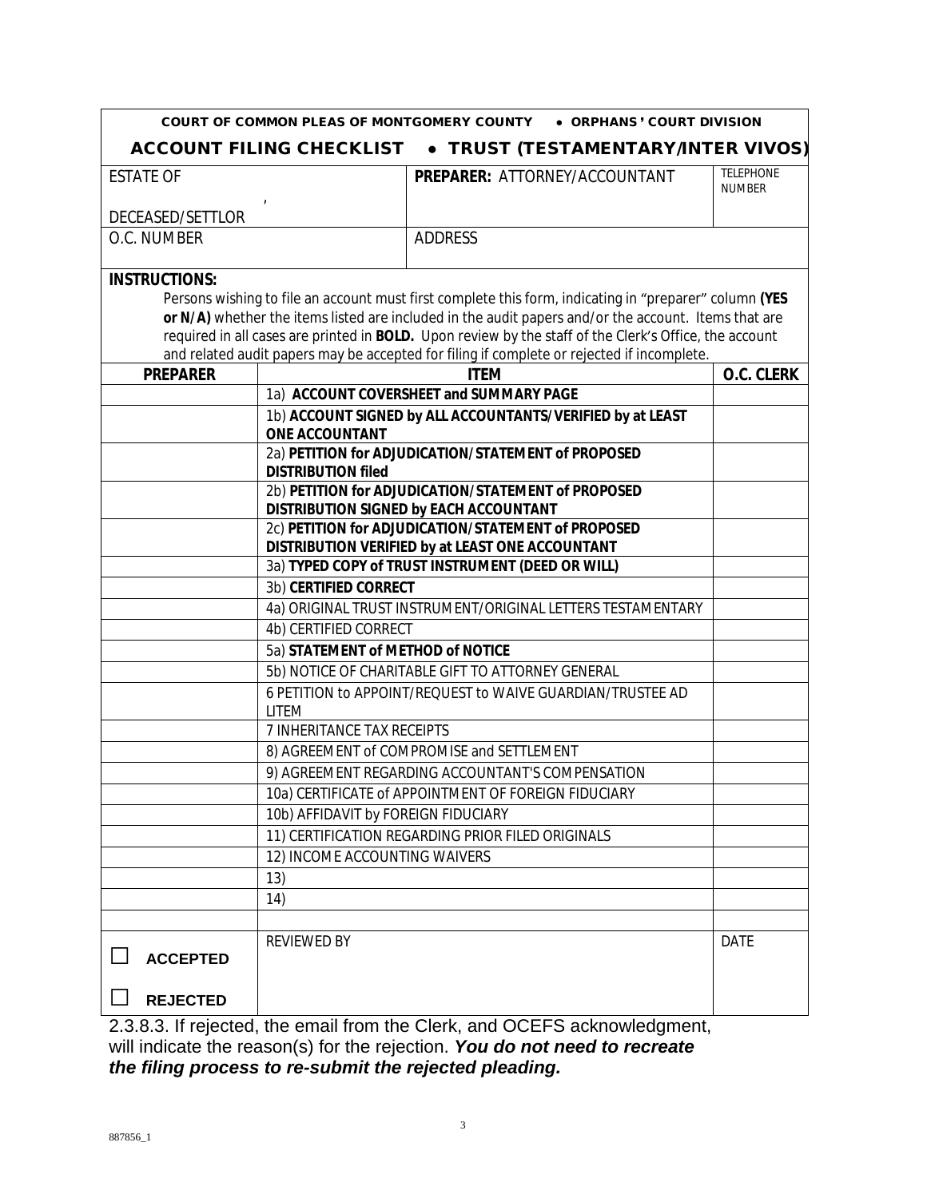**COURT OF COMMON PLEAS OF MONTGOMERY COUNTY • ORPHANS' COURT DIVISION**

## ACCOUNT FILING CHECKLIST • TRUST (TESTAMENTARY/INTER VIVOS)

| ESTATE OF<br>,<br>DECEASED/SETTLOR | **PREPARER:** ATTORNEY/ACCOUNTANT | TELEPHONE NUMBER |
|---|---|---|
| O.C. NUMBER | ADDRESS | |

**INSTRUCTIONS:**

Persons wishing to file an account must first complete this form, indicating in "preparer" column **(YES or N/A)** whether the items listed are included in the audit papers and/or the account. Items that are required in all cases are printed in **BOLD.** Upon review by the staff of the Clerk's Office, the account and related audit papers may be accepted for filing if complete or rejected if incomplete.

| PREPARER | ITEM | O.C. CLERK |
|---|---|---|
| | 1a) **ACCOUNT COVERSHEET and SUMMARY PAGE** | |
| | 1b) **ACCOUNT SIGNED by ALL ACCOUNTANTS/VERIFIED by at LEAST ONE ACCOUNTANT** | |
| | 2a) **PETITION for ADJUDICATION/STATEMENT of PROPOSED DISTRIBUTION filed** | |
| | 2b) **PETITION for ADJUDICATION/STATEMENT of PROPOSED DISTRIBUTION SIGNED by EACH ACCOUNTANT** | |
| | 2c) **PETITION for ADJUDICATION/STATEMENT of PROPOSED DISTRIBUTION VERIFIED by at LEAST ONE ACCOUNTANT** | |
| | 3a) **TYPED COPY of TRUST INSTRUMENT (DEED OR WILL)** | |
| | 3b) **CERTIFIED CORRECT** | |
| | 4a) ORIGINAL TRUST INSTRUMENT/ORIGINAL LETTERS TESTAMENTARY | |
| | 4b) CERTIFIED CORRECT | |
| | 5a) **STATEMENT of METHOD of NOTICE** | |
| | 5b) NOTICE OF CHARITABLE GIFT TO ATTORNEY GENERAL | |
| | 6 PETITION to APPOINT/REQUEST to WAIVE GUARDIAN/TRUSTEE AD LITEM | |
| | 7 INHERITANCE TAX RECEIPTS | |
| | 8) AGREEMENT of COMPROMISE and SETTLEMENT | |
| | 9) AGREEMENT REGARDING ACCOUNTANT'S COMPENSATION | |
| | 10a) CERTIFICATE of APPOINTMENT OF FOREIGN FIDUCIARY | |
| | 10b) AFFIDAVIT by FOREIGN FIDUCIARY | |
| | 11) CERTIFICATION REGARDING PRIOR FILED ORIGINALS | |
| | 12) INCOME ACCOUNTING WAIVERS | |
| | 13) | |
| | 14) | |
| | | |
| ☐ **ACCEPTED**<br>☐ **REJECTED** | REVIEWED BY | DATE |

2.3.8.3. If rejected, the email from the Clerk, and OCEFS acknowledgment, will indicate the reason(s) for the rejection. ***You do not need to recreate the filing process to re-submit the rejected pleading.***

887856_1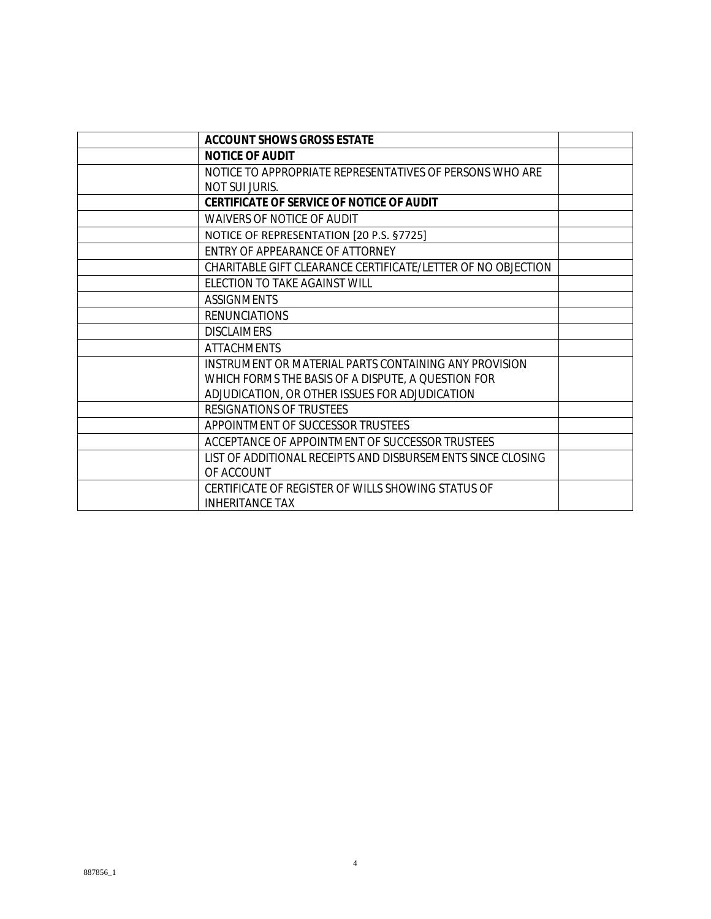| | | |
|---|---|---|
| | **ACCOUNT SHOWS GROSS ESTATE** | |
| | **NOTICE OF AUDIT** | |
| | NOTICE TO APPROPRIATE REPRESENTATIVES OF PERSONS WHO ARE NOT SUI JURIS. | |
| | **CERTIFICATE OF SERVICE OF NOTICE OF AUDIT** | |
| | WAIVERS OF NOTICE OF AUDIT | |
| | NOTICE OF REPRESENTATION [20 P.S. §7725] | |
| | ENTRY OF APPEARANCE OF ATTORNEY | |
| | CHARITABLE GIFT CLEARANCE CERTIFICATE/LETTER OF NO OBJECTION | |
| | ELECTION TO TAKE AGAINST WILL | |
| | ASSIGNMENTS | |
| | RENUNCIATIONS | |
| | DISCLAIMERS | |
| | ATTACHMENTS | |
| | INSTRUMENT OR MATERIAL PARTS CONTAINING ANY PROVISION WHICH FORMS THE BASIS OF A DISPUTE, A QUESTION FOR ADJUDICATION, OR OTHER ISSUES FOR ADJUDICATION | |
| | RESIGNATIONS OF TRUSTEES | |
| | APPOINTMENT OF SUCCESSOR TRUSTEES | |
| | ACCEPTANCE OF APPOINTMENT OF SUCCESSOR TRUSTEES | |
| | LIST OF ADDITIONAL RECEIPTS AND DISBURSEMENTS SINCE CLOSING OF ACCOUNT | |
| | CERTIFICATE OF REGISTER OF WILLS SHOWING STATUS OF INHERITANCE TAX | |

887856_1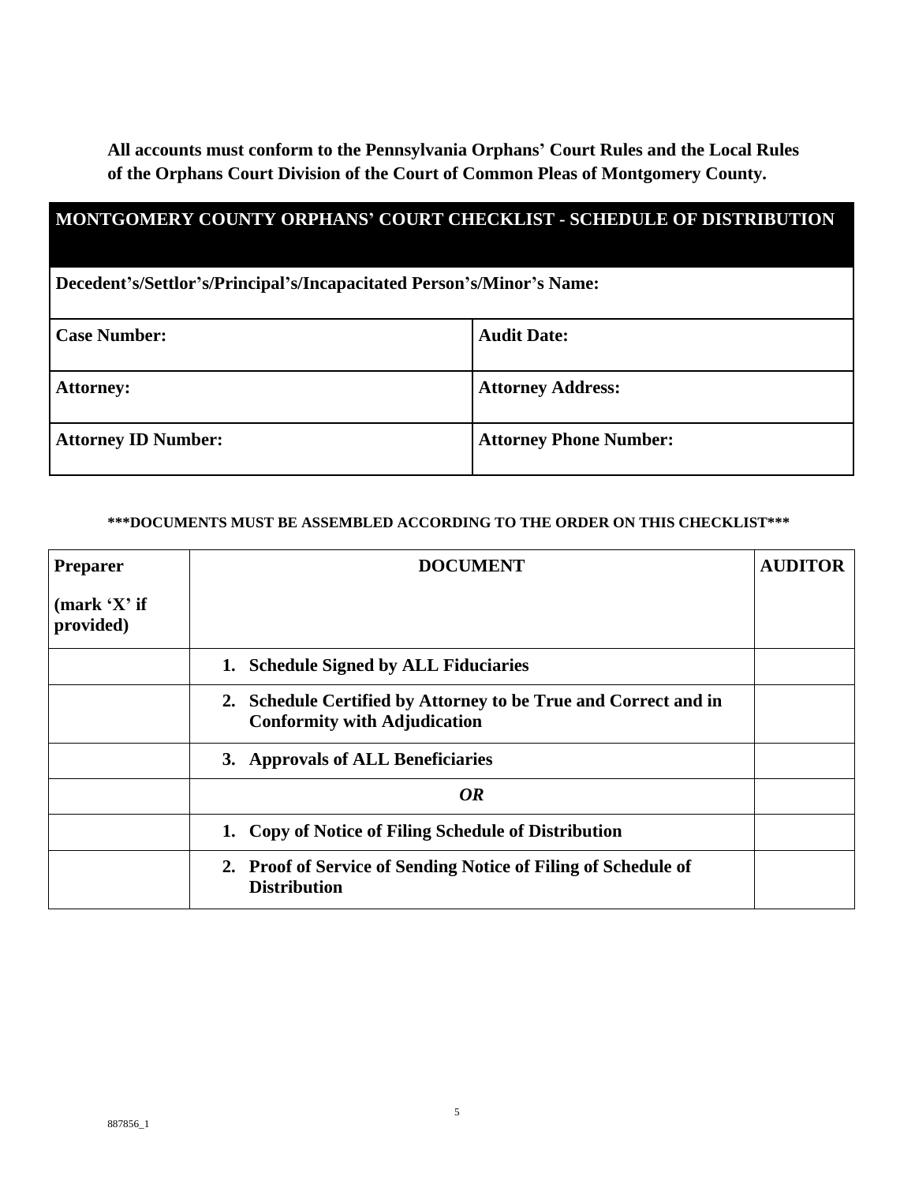**All accounts must conform to the Pennsylvania Orphans' Court Rules and the Local Rules of the Orphans Court Division of the Court of Common Pleas of Montgomery County.**

| **MONTGOMERY COUNTY ORPHANS' COURT CHECKLIST - SCHEDULE OF DISTRIBUTION** | |
|---|---|
| **Decedent's/Settlor's/Principal's/Incapacitated Person's/Minor's Name:** | |
| **Case Number:** | **Audit Date:** |
| **Attorney:** | **Attorney Address:** |
| **Attorney ID Number:** | **Attorney Phone Number:** |

**\*\*\*DOCUMENTS MUST BE ASSEMBLED ACCORDING TO THE ORDER ON THIS CHECKLIST\*\*\***

| **Preparer** (mark 'X' if provided) | **DOCUMENT** | **AUDITOR** |
|---|---|---|
| | **1. Schedule Signed by ALL Fiduciaries** | |
| | **2. Schedule Certified by Attorney to be True and Correct and in Conformity with Adjudication** | |
| | **3. Approvals of ALL Beneficiaries** | |
| | ***OR*** | |
| | **1. Copy of Notice of Filing Schedule of Distribution** | |
| | **2. Proof of Service of Sending Notice of Filing of Schedule of Distribution** | |

887856_1